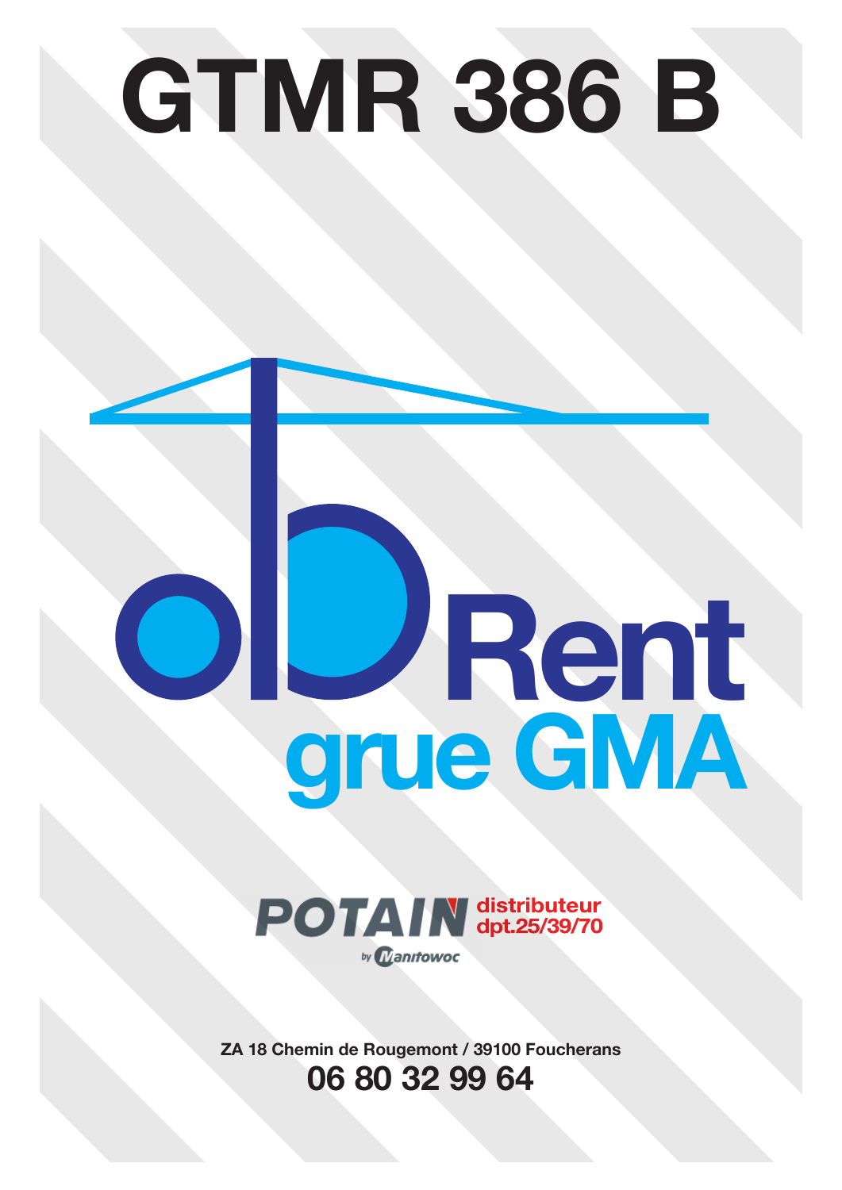# GTMR 386 B

dbRent

grue GMA

POTAIN by Manitowoc

distributeur dpt.25/39/70

ZA 18 Chemin de Rougemont / 39100 Foucherans

06 80 32 99 64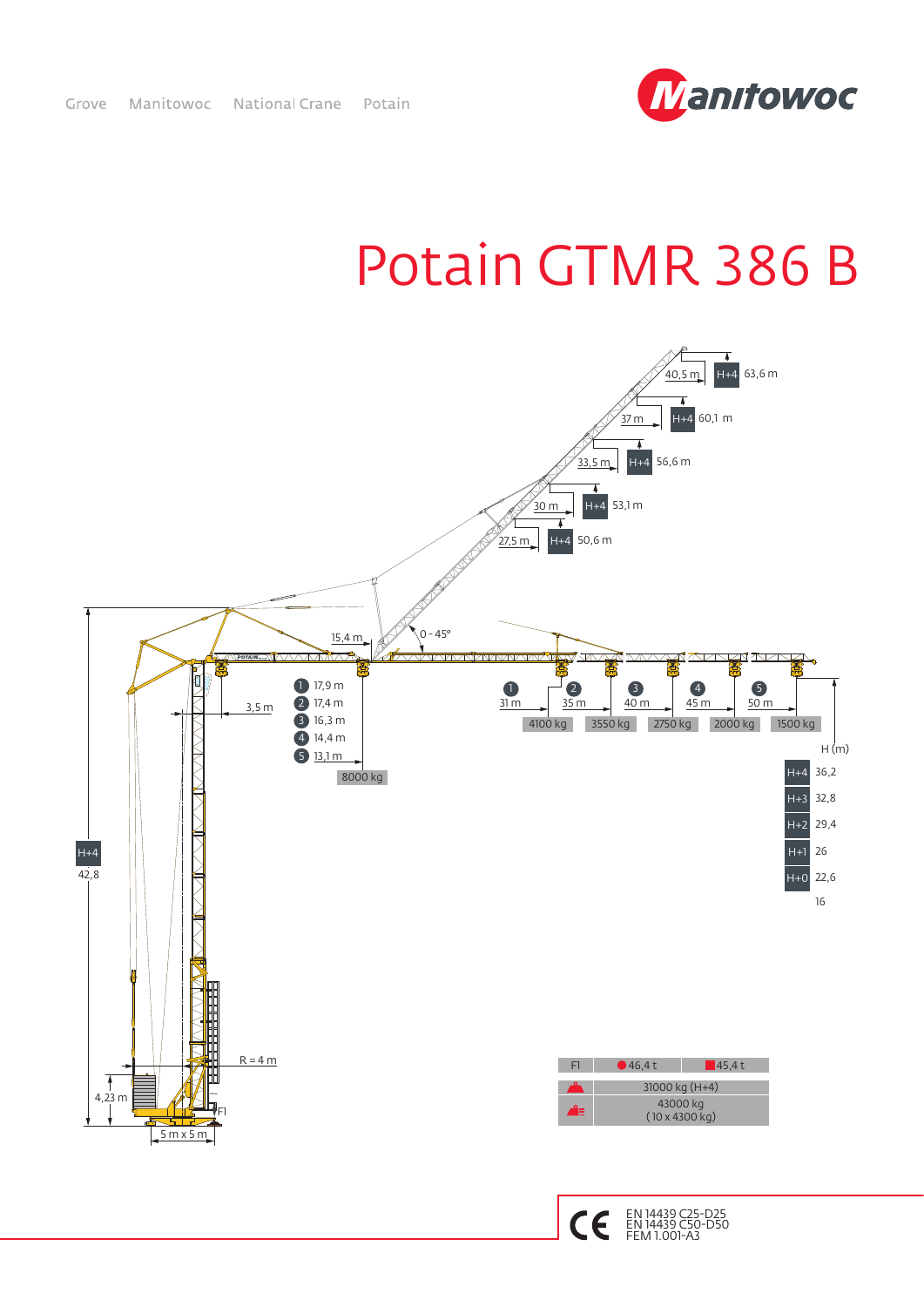Grove Manitowoc National Crane Potain

# Potain GTMR 386 B

40,5 m — H+4 63,6 m

37 m — H+4 60,1 m

33,5 m — H+4 56,6 m

30 m — H+4 53,1 m

27,5 m — H+4 50,6 m

15,4 m

0 - 45°

3,5 m

| | Radius |
|---|---|
| 1 | 17,9 m |
| 2 | 17,4 m |
| 3 | 16,3 m |
| 4 | 14,4 m |
| 5 | 13,1 m |

8000 kg

| 1 | 2 | 3 | 4 | 5 |
|---|---|---|---|---|
| 31 m | 35 m | 40 m | 45 m | 50 m |
| 4100 kg | 3550 kg | 2750 kg | 2000 kg | 1500 kg |

H+4 42,8

| H (m) | |
|---|---|
| H+4 | 36,2 |
| H+3 | 32,8 |
| H+2 | 29,4 |
| H+1 | 26 |
| H+0 | 22,6 |
| | 16 |

R = 4 m

4,23 m

5 m x 5 m

F1

| F1 | ● 46,4 t | ■ 45,4 t |
|---|---|---|
| (ballast) | 31000 kg (H+4) | |
| (counterweight) | 43000 kg (10 x 4300 kg) | |

CE EN 14439 C25-D25
EN 14439 C50-D50
FEM 1.001-A3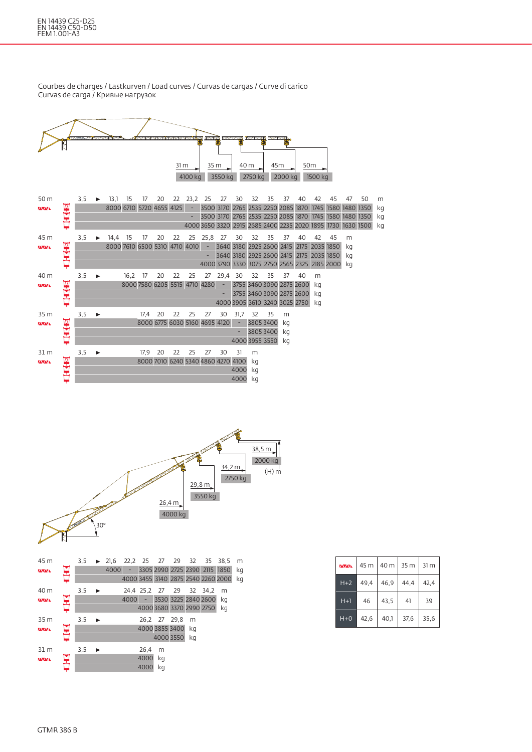EN 14439 C25-D25
EN 14439 C50-D50
FEM 1.001-A3

Courbes de charges / Lastkurven / Load curves / Curvas de cargas / Curve di carico
Curvas de carga / Кривые нагрузок

| 31 m | 35 m | 40 m | 45m | 50m |
|---|---|---|---|---|
| 4100 kg | 3550 kg | 2750 kg | 2000 kg | 1500 kg |

| 50 m | 3,5 | ▶ | 13,1 | 15 | 17 | 20 | 22 | 23,2 | 25 | 27 | 30 | 32 | 35 | 37 | 40 | 42 | 45 | 47 | 50 | m |
|---|---|---|---|---|---|---|---|---|---|---|---|---|---|---|---|---|---|---|---|---|
| | | | 8000 | 6710 | 5720 | 4655 | 4125 | - | 3500 | 3170 | 2765 | 2535 | 2250 | 2085 | 1870 | 1745 | 1580 | 1480 | 1350 | kg |
| | | | | | | | | - | 3500 | 3170 | 2765 | 2535 | 2250 | 2085 | 1870 | 1745 | 1580 | 1480 | 1350 | kg |
| | | | | | | | | 4000 | 3650 | 3320 | 2915 | 2685 | 2400 | 2235 | 2020 | 1895 | 1730 | 1630 | 1500 | kg |

| 45 m | 3,5 | ▶ | 14,4 | 15 | 17 | 20 | 22 | 25 | 25,8 | 27 | 30 | 32 | 35 | 37 | 40 | 42 | 45 | m |
|---|---|---|---|---|---|---|---|---|---|---|---|---|---|---|---|---|---|---|
| | | | 8000 | 7610 | 6500 | 5310 | 4710 | 4010 | - | 3640 | 3180 | 2925 | 2600 | 2415 | 2175 | 2035 | 1850 | kg |
| | | | | | | | | | - | 3640 | 3180 | 2925 | 2600 | 2415 | 2175 | 2035 | 1850 | kg |
| | | | | | | | | | 4000 | 3790 | 3330 | 3075 | 2750 | 2565 | 2325 | 2185 | 2000 | kg |

| 40 m | 3,5 | ▶ | 16,2 | 17 | 20 | 22 | 25 | 27 | 29,4 | 30 | 32 | 35 | 37 | 40 | m |
|---|---|---|---|---|---|---|---|---|---|---|---|---|---|---|---|
| | | | 8000 | 7580 | 6205 | 5515 | 4710 | 4280 | - | 3755 | 3460 | 3090 | 2875 | 2600 | kg |
| | | | | | | | | | - | 3755 | 3460 | 3090 | 2875 | 2600 | kg |
| | | | | | | | | | 4000 | 3905 | 3610 | 3240 | 3025 | 2750 | kg |

| 35 m | 3,5 | ▶ | 17,4 | 20 | 22 | 25 | 27 | 30 | 31,7 | 32 | 35 | m |
|---|---|---|---|---|---|---|---|---|---|---|---|---|
| | | | 8000 | 6775 | 6030 | 5160 | 4695 | 4120 | - | 3805 | 3400 | kg |
| | | | | | | | | | - | 3805 | 3400 | kg |
| | | | | | | | | | 4000 | 3955 | 3550 | kg |

| 31 m | 3,5 | ▶ | 17,9 | 20 | 22 | 25 | 27 | 30 | 31 | m |
|---|---|---|---|---|---|---|---|---|---|---|
| | | | 8000 | 7010 | 6240 | 5340 | 4860 | 4270 | 4100 | kg |
| | | | | | | | | | 4000 | kg |
| | | | | | | | | | 4000 | kg |

| 26,4 m | 29,8 m | 34,2 m | 38,5 m |
|---|---|---|---|
| 4000 kg | 3550 kg | 2750 kg | 2000 kg |

30° — (H) m

| 45 m | 3,5 | ▶ | 21,6 | 22,2 | 25 | 27 | 29 | 32 | 35 | 38,5 | m |
|---|---|---|---|---|---|---|---|---|---|---|---|
| | | | 4000 | - | 3305 | 2990 | 2725 | 2390 | 2115 | 1850 | kg |
| | | | | 4000 | 3455 | 3140 | 2875 | 2540 | 2260 | 2000 | kg |

| 40 m | 3,5 | ▶ | 24,4 | 25,2 | 27 | 29 | 32 | 34,2 | m |
|---|---|---|---|---|---|---|---|---|---|
| | | | 4000 | - | 3530 | 3225 | 2840 | 2600 | kg |
| | | | | 4000 | 3680 | 3370 | 2990 | 2750 | kg |

| 35 m | 3,5 | ▶ | 26,2 | 27 | 29,8 | m |
|---|---|---|---|---|---|---|
| | | | 4000 | 3855 | 3400 | kg |
| | | | | 4000 | 3550 | kg |

| 31 m | 3,5 | ▶ | 26,4 | m |
|---|---|---|---|---|
| | | | 4000 | kg |
| | | | 4000 | kg |

| | 45 m | 40 m | 35 m | 31 m |
|---|---|---|---|---|
| H+2 | 49,4 | 46,9 | 44,4 | 42,4 |
| H+1 | 46 | 43,5 | 41 | 39 |
| H+0 | 42,6 | 40,1 | 37,6 | 35,6 |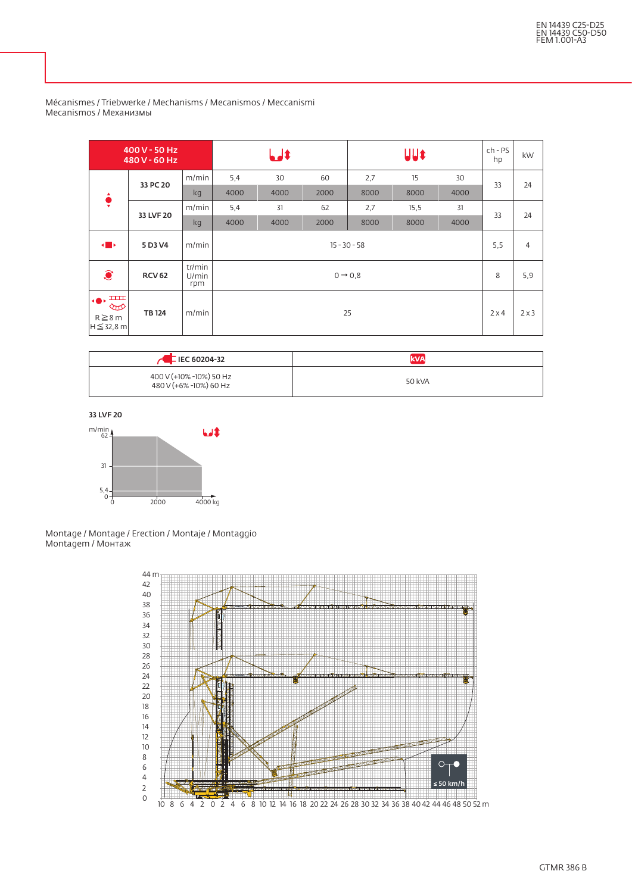EN 14439 C25-D25
EN 14439 C50-D50
FEM 1.001-A3

Mécanismes / Triebwerke / Mechanisms / Mecanismos / Meccanismi
Mecanismos / Механизмы

| 400 V - 50 Hz / 480 V - 60 Hz | | | (2 falls) | | | (4 falls) | | | ch - PS / hp | kW |
|---|---|---|---|---|---|---|---|---|---|---|
| Hoist | 33 PC 20 | m/min | 5,4 | 30 | 60 | 2,7 | 15 | 30 | 33 | 24 |
| | | kg | 4000 | 4000 | 2000 | 8000 | 8000 | 4000 | | |
| | 33 LVF 20 | m/min | 5,4 | 31 | 62 | 2,7 | 15,5 | 31 | 33 | 24 |
| | | kg | 4000 | 4000 | 2000 | 8000 | 8000 | 4000 | | |
| Trolley | 5 D3 V4 | m/min | 15 - 30 - 58 | | | | | | 5,5 | 4 |
| Slewing | RCV 62 | tr/min U/min rpm | 0 → 0,8 | | | | | | 8 | 5,9 |
| Travel R ≧ 8 m H ≦ 32,8 m | TB 124 | m/min | 25 | | | | | | 2 x 4 | 2 x 3 |

| IEC 60204-32 | kVA |
|---|---|
| 400 V (+10% -10%) 50 Hz<br>480 V (+6% -10%) 60 Hz | 50 kVA |

**33 LVF 20**

(Chart: m/min vs kg — 62 m/min up to 2000 kg, 31 m/min at 4000 kg, 5,4 m/min; axis 0, 2000, 4000 kg)

Montage / Montage / Erection / Montaje / Montaggio
Montagem / Монтаж

(Erection diagram: height 0–44 m, radius 10 … 0 … 52 m; ≤ 50 km/h)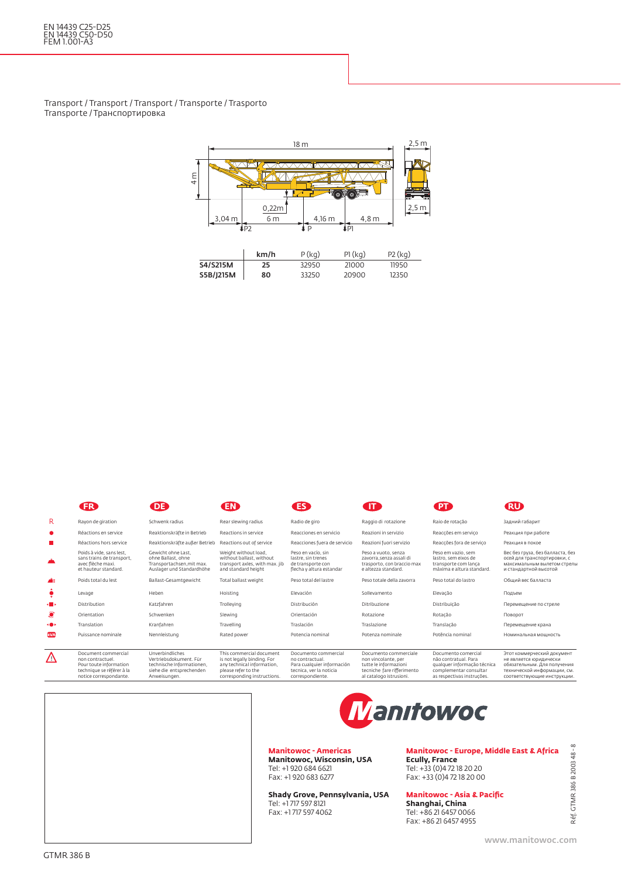EN 14439 C25-D25
EN 14439 C50-D50
FEM 1.001-A3

Transport / Transport / Transport / Transporte / Trasporto
Transporte / Транспортировка

18 m
2,5 m
4 m
2,5 m
0,22m
3,04 m
6 m
4,16 m
4,8 m
P2
P
P1

| | km/h | P (kg) | P1 (kg) | P2 (kg) |
|---|---|---|---|---|
| **S4/S215M** | **25** | 32950 | 21000 | 11950 |
| **S5B/J215M** | **80** | 33250 | 20900 | 12350 |

| | FR | DE | EN | ES | IT | PT | RU |
|---|---|---|---|---|---|---|---|
| R | Rayon de giration | Schwenk radius | Rear slewing radius | Radio de giro | Raggio di rotazione | Raio de rotação | Задний габарит |
| ● | Réactions en service | Reaktionskräfte in Betrieb | Reactions in service | Reacciones en servicio | Reazioni in servizio | Reacções em serviço | Реакция при работе |
| ■ | Réactions hors service | Reaktionskräfte außer Betrieb | Reactions out of service | Reacciones fuera de servicio | Reazioni fuori servizio | Reacções fora de serviço | Реакция в покое |
| | Poids à vide, sans lest, sans trains de transport, avec flèche maxi. et hauteur standard. | Gewicht ohne Last, ohne Ballast, ohne Transportachsen, mit max. Ausleger und Standardhöhe | Weight without load, without ballast, without transport axles, with max. jib and standard height | Peso en vacío, sin lastre, sin trenes de transporte con flecha y altura estandar | Peso a vuoto, senza zavorra, senza assali di trasporto, con braccio max e altezza standard. | Peso em vazio, sem lastro, sem eixos de transporte com lança máxima e altura standard. | Вес без груза, без балласта, без осей для транспортировки, с максимальным вылетом стрелы и стандартной высотой |
| | Poids total du lest | Ballast-Gesamtgewicht | Total ballast weight | Peso total del lastre | Peso totale della zavorra | Peso total do lastro | Общий вес балласта |
| | Levage | Heben | Hoisting | Elevación | Sollevamento | Elevação | Подъем |
| | Distribution | Katzfahren | Trolleying | Distribución | Ditribuzione | Distribuição | Перемещение по стреле |
| | Orientation | Schwenken | Slewing | Orientación | Rotazione | Rotação | Поворот |
| | Translation | Kranfahren | Travelling | Traslación | Traslazione | Translação | Перемещение крана |
| kVA | Puissance nominale | Nennleistung | Rated power | Potencia nominal | Potenza nominale | Potência nominal | Номинальная мощность |
| ⚠ | Document commercial non contractuel. Pour toute information technique se référer à la notice correspondante. | Unverbindliches Vertriebsdokument. Für technische Informationen, siehe die entsprechenden Anweisungen. | This commercial document is not legally binding. For any technical information, please refer to the corresponding instructions. | Documento commercial no contractual. Para cualquier información tecnica, ver la noticia correspondiente. | Documento commerciale non vincolante, per tutte le informazioni tecniche fare rifferimento al catalogo istrusioni. | Documento comercial não contratual. Para qualquer informação técnica complementar consultar as respectivas instruções. | Этот коммерческий документ не является юридически обязательным. Для получения технической информации, см. соответствующие инструкции. |

Manitowoc

**Manitowoc - Americas**
**Manitowoc, Wisconsin, USA**
Tel: +1 920 684 6621
Fax: +1 920 683 6277

**Shady Grove, Pennsylvania, USA**
Tel: +1 717 597 8121
Fax: +1 717 597 4062

**Manitowoc - Europe, Middle East & Africa**
**Ecully, France**
Tel: +33 (0)4 72 18 20 20
Fax: +33 (0)4 72 18 20 00

**Manitowoc - Asia & Pacific**
**Shanghai, China**
Tel: +86 21 6457 0066
Fax: +86 21 6457 4955

Réf. GTMR 386 B 2003 48 - 8

www.manitowoc.com

GTMR 386 B